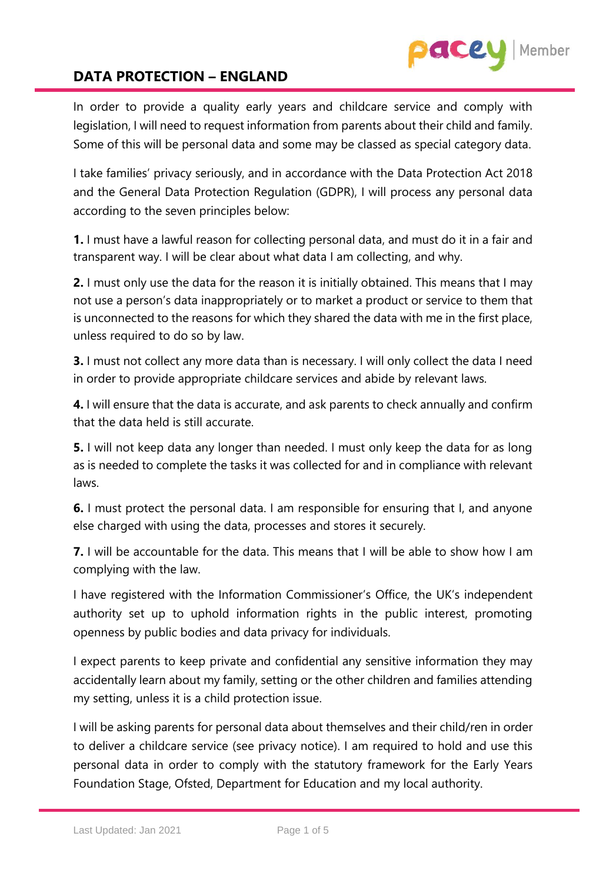# DATA PROTECTION – ENGLAND

In order to provide a quality early years and childcare service and comply with legislation, I will need to request information from parents about their child and family. Some of this will be personal data and some may be classed as special category data.

I take families' privacy seriously, and in accordance with the Data Protection Act 2018 and the General Data Protection Regulation (GDPR), I will process any personal data according to the seven principles below:

**1.** I must have a lawful reason for collecting personal data, and must do it in a fair and transparent way. I will be clear about what data I am collecting, and why.

**2.** I must only use the data for the reason it is initially obtained. This means that I may not use a person's data inappropriately or to market a product or service to them that is unconnected to the reasons for which they shared the data with me in the first place, unless required to do so by law.

**3.** I must not collect any more data than is necessary. I will only collect the data I need in order to provide appropriate childcare services and abide by relevant laws.

**4.** I will ensure that the data is accurate, and ask parents to check annually and confirm that the data held is still accurate.

**5.** I will not keep data any longer than needed. I must only keep the data for as long as is needed to complete the tasks it was collected for and in compliance with relevant laws.

**6.** I must protect the personal data. I am responsible for ensuring that I, and anyone else charged with using the data, processes and stores it securely.

**7.** I will be accountable for the data. This means that I will be able to show how I am complying with the law.

I have registered with the Information Commissioner's Office, the UK's independent authority set up to uphold information rights in the public interest, promoting openness by public bodies and data privacy for individuals.

I expect parents to keep private and confidential any sensitive information they may accidentally learn about my family, setting or the other children and families attending my setting, unless it is a child protection issue.

I will be asking parents for personal data about themselves and their child/ren in order to deliver a childcare service (see privacy notice). I am required to hold and use this personal data in order to comply with the statutory framework for the Early Years Foundation Stage, Ofsted, Department for Education and my local authority.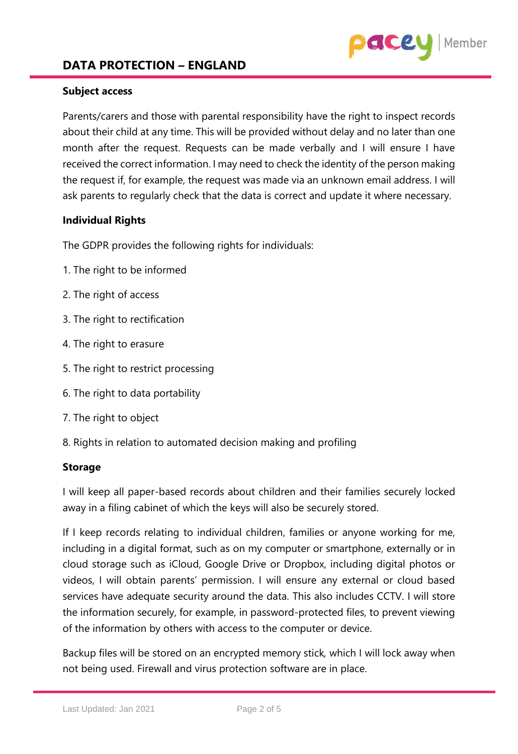**Subject access**

Parents/carers and those with parental responsibility have the right to inspect records about their child at any time. This will be provided without delay and no later than one month after the request. Requests can be made verbally and I will ensure I have received the correct information. I may need to check the identity of the person making the request if, for example, the request was made via an unknown email address. I will ask parents to regularly check that the data is correct and update it where necessary.

**Individual Rights**

The GDPR provides the following rights for individuals:

1. The right to be informed
2. The right of access
3. The right to rectification
4. The right to erasure
5. The right to restrict processing
6. The right to data portability
7. The right to object
8. Rights in relation to automated decision making and profiling

**Storage**

I will keep all paper-based records about children and their families securely locked away in a filing cabinet of which the keys will also be securely stored.

If I keep records relating to individual children, families or anyone working for me, including in a digital format, such as on my computer or smartphone, externally or in cloud storage such as iCloud, Google Drive or Dropbox, including digital photos or videos, I will obtain parents' permission. I will ensure any external or cloud based services have adequate security around the data. This also includes CCTV. I will store the information securely, for example, in password-protected files, to prevent viewing of the information by others with access to the computer or device.

Backup files will be stored on an encrypted memory stick, which I will lock away when not being used. Firewall and virus protection software are in place.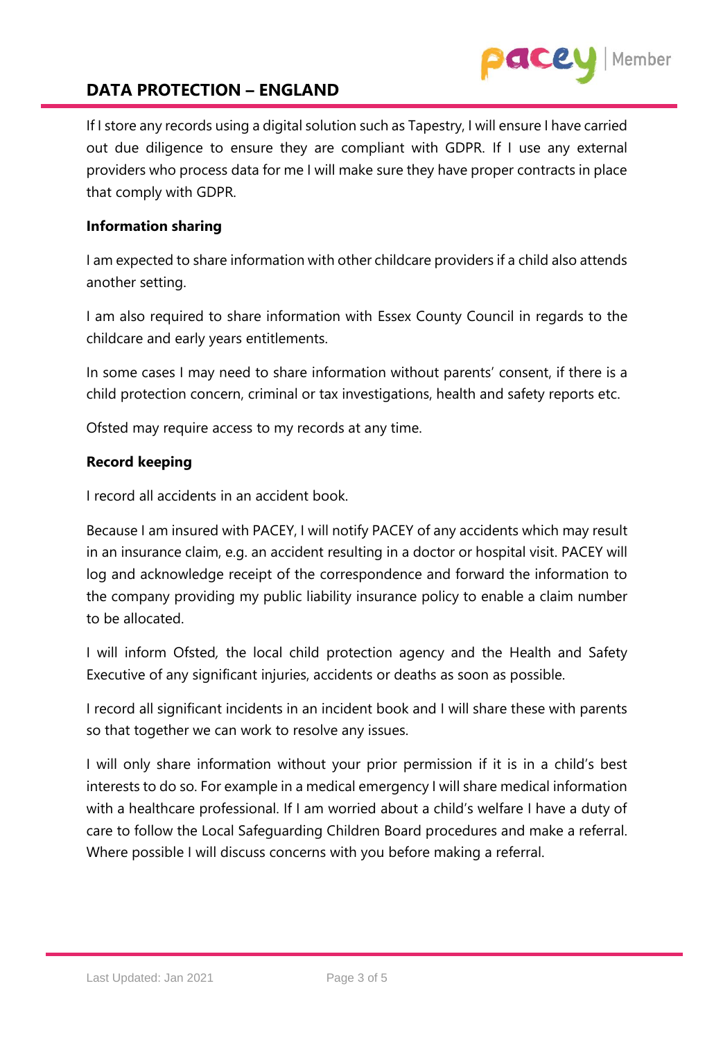If I store any records using a digital solution such as Tapestry, I will ensure I have carried out due diligence to ensure they are compliant with GDPR. If I use any external providers who process data for me I will make sure they have proper contracts in place that comply with GDPR.

**Information sharing**

I am expected to share information with other childcare providers if a child also attends another setting.

I am also required to share information with Essex County Council in regards to the childcare and early years entitlements.

In some cases I may need to share information without parents' consent, if there is a child protection concern, criminal or tax investigations, health and safety reports etc.

Ofsted may require access to my records at any time.

**Record keeping**

I record all accidents in an accident book.

Because I am insured with PACEY, I will notify PACEY of any accidents which may result in an insurance claim, e.g. an accident resulting in a doctor or hospital visit. PACEY will log and acknowledge receipt of the correspondence and forward the information to the company providing my public liability insurance policy to enable a claim number to be allocated.

I will inform Ofsted, the local child protection agency and the Health and Safety Executive of any significant injuries, accidents or deaths as soon as possible.

I record all significant incidents in an incident book and I will share these with parents so that together we can work to resolve any issues.

I will only share information without your prior permission if it is in a child's best interests to do so. For example in a medical emergency I will share medical information with a healthcare professional. If I am worried about a child's welfare I have a duty of care to follow the Local Safeguarding Children Board procedures and make a referral. Where possible I will discuss concerns with you before making a referral.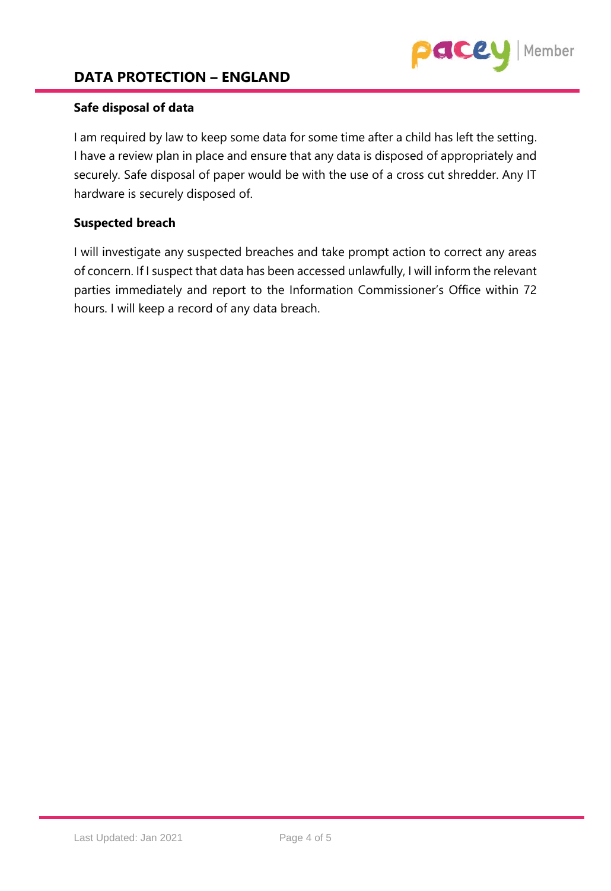**Safe disposal of data**

I am required by law to keep some data for some time after a child has left the setting. I have a review plan in place and ensure that any data is disposed of appropriately and securely. Safe disposal of paper would be with the use of a cross cut shredder. Any IT hardware is securely disposed of.

**Suspected breach**

I will investigate any suspected breaches and take prompt action to correct any areas of concern. If I suspect that data has been accessed unlawfully, I will inform the relevant parties immediately and report to the Information Commissioner's Office within 72 hours. I will keep a record of any data breach.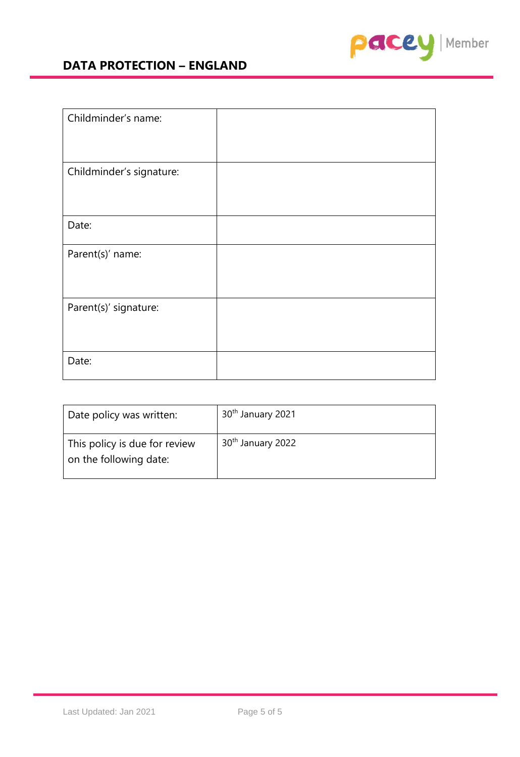| | |
|---|---|
| Childminder's name: | |
| Childminder's signature: | |
| Date: | |
| Parent(s)' name: | |
| Parent(s)' signature: | |
| Date: | |

| | |
|---|---|
| Date policy was written: | 30th January 2021 |
| This policy is due for review on the following date: | 30th January 2022 |